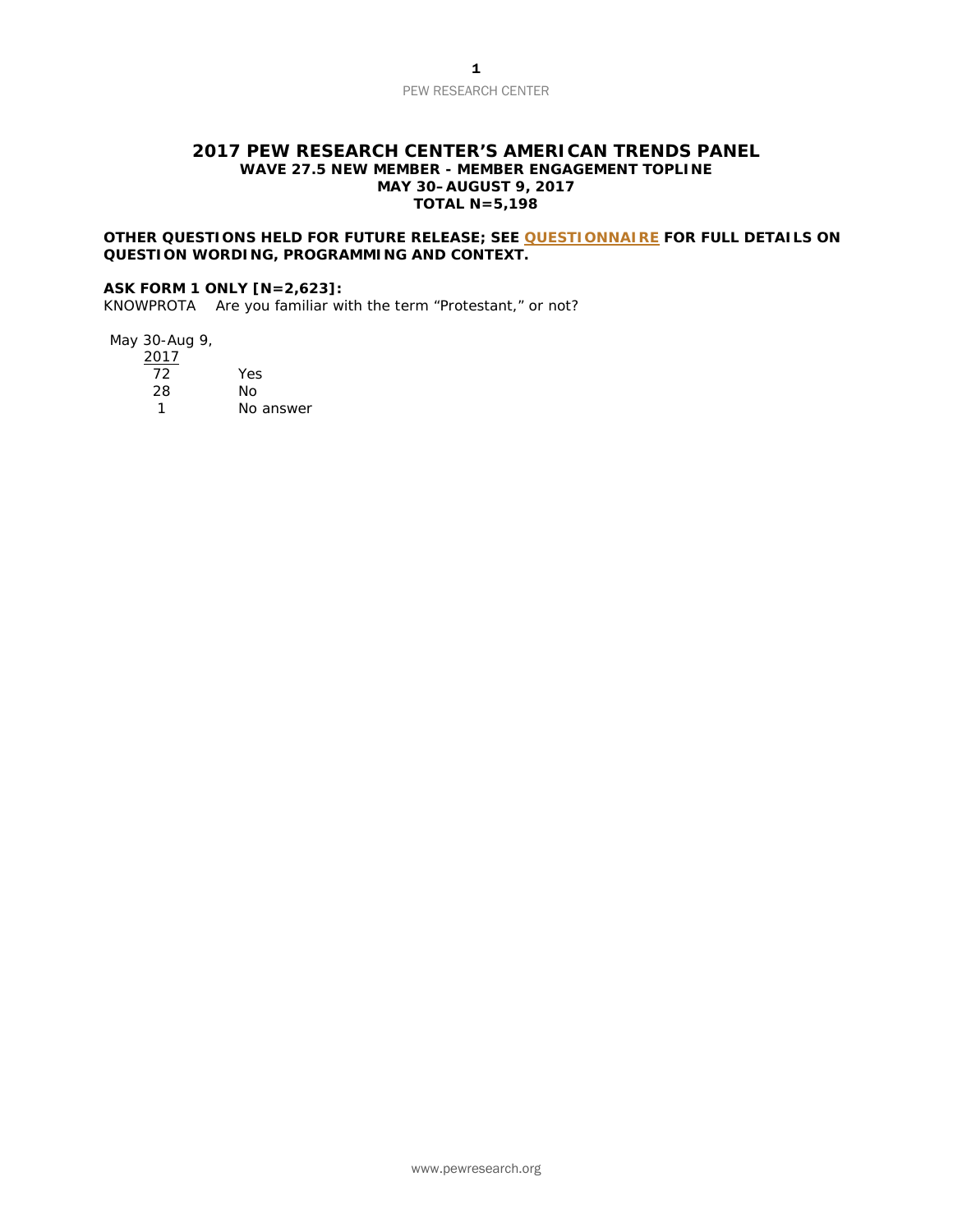# 2017 PEW RESEARCH CENTER'S AMERICAN TRENDS PANEL
## WAVE 27.5 NEW MEMBER - MEMBER ENGAGEMENT TOPLINE
## MAY 30–AUGUST 9, 2017
## TOTAL N=5,198

**OTHER QUESTIONS HELD FOR FUTURE RELEASE; SEE QUESTIONNAIRE FOR FULL DETAILS ON QUESTION WORDING, PROGRAMMING AND CONTEXT.**

**ASK FORM 1 ONLY [N=2,623]:**

KNOWPROTA Are you familiar with the term "Protestant," or not?

| May 30-Aug 9, 2017 | |
|---|---|
| 72 | Yes |
| 28 | No |
| 1 | No answer |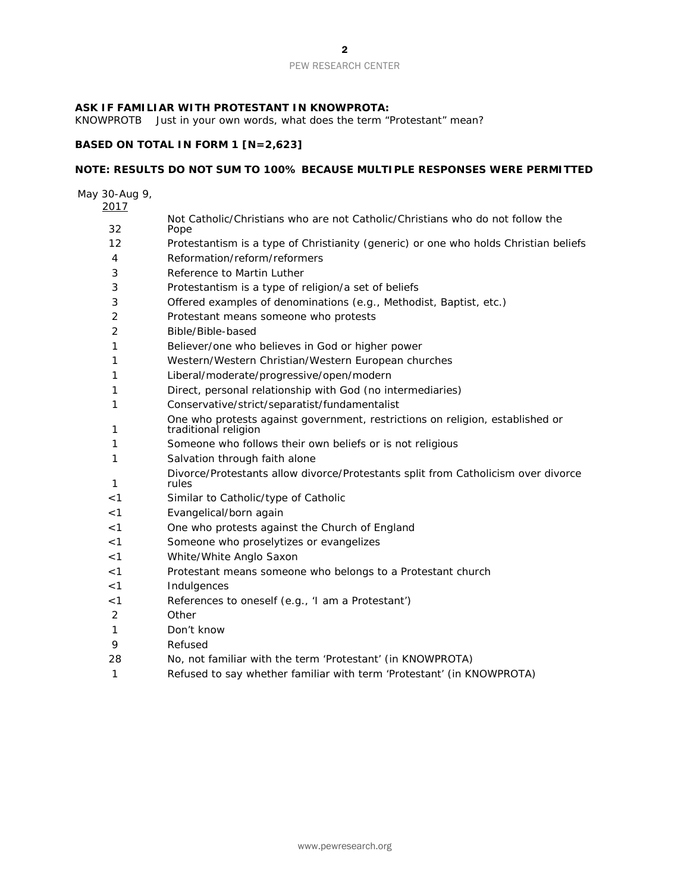**ASK IF FAMILIAR WITH PROTESTANT IN KNOWPROTA:**
KNOWPROTB Just in your own words, what does the term "Protestant" mean?

**BASED ON TOTAL IN FORM 1 [N=2,623]**

**NOTE: RESULTS DO NOT SUM TO 100% BECAUSE MULTIPLE RESPONSES WERE PERMITTED**

| May 30-Aug 9, 2017 | |
|---|---|
| 32 | Not Catholic/Christians who are not Catholic/Christians who do not follow the Pope |
| 12 | Protestantism is a type of Christianity (generic) or one who holds Christian beliefs |
| 4 | Reformation/reform/reformers |
| 3 | Reference to Martin Luther |
| 3 | Protestantism is a type of religion/a set of beliefs |
| 3 | Offered examples of denominations (e.g., Methodist, Baptist, etc.) |
| 2 | Protestant means someone who protests |
| 2 | Bible/Bible-based |
| 1 | Believer/one who believes in God or higher power |
| 1 | Western/Western Christian/Western European churches |
| 1 | Liberal/moderate/progressive/open/modern |
| 1 | Direct, personal relationship with God (no intermediaries) |
| 1 | Conservative/strict/separatist/fundamentalist |
| 1 | One who protests against government, restrictions on religion, established or traditional religion |
| 1 | Someone who follows their own beliefs or is not religious |
| 1 | Salvation through faith alone |
| 1 | Divorce/Protestants allow divorce/Protestants split from Catholicism over divorce rules |
| <1 | Similar to Catholic/type of Catholic |
| <1 | Evangelical/born again |
| <1 | One who protests against the Church of England |
| <1 | Someone who proselytizes or evangelizes |
| <1 | White/White Anglo Saxon |
| <1 | Protestant means someone who belongs to a Protestant church |
| <1 | Indulgences |
| <1 | References to oneself (e.g., 'I am a Protestant') |
| 2 | Other |
| 1 | Don't know |
| 9 | Refused |
| 28 | No, not familiar with the term 'Protestant' (in KNOWPROTA) |
| 1 | Refused to say whether familiar with term 'Protestant' (in KNOWPROTA) |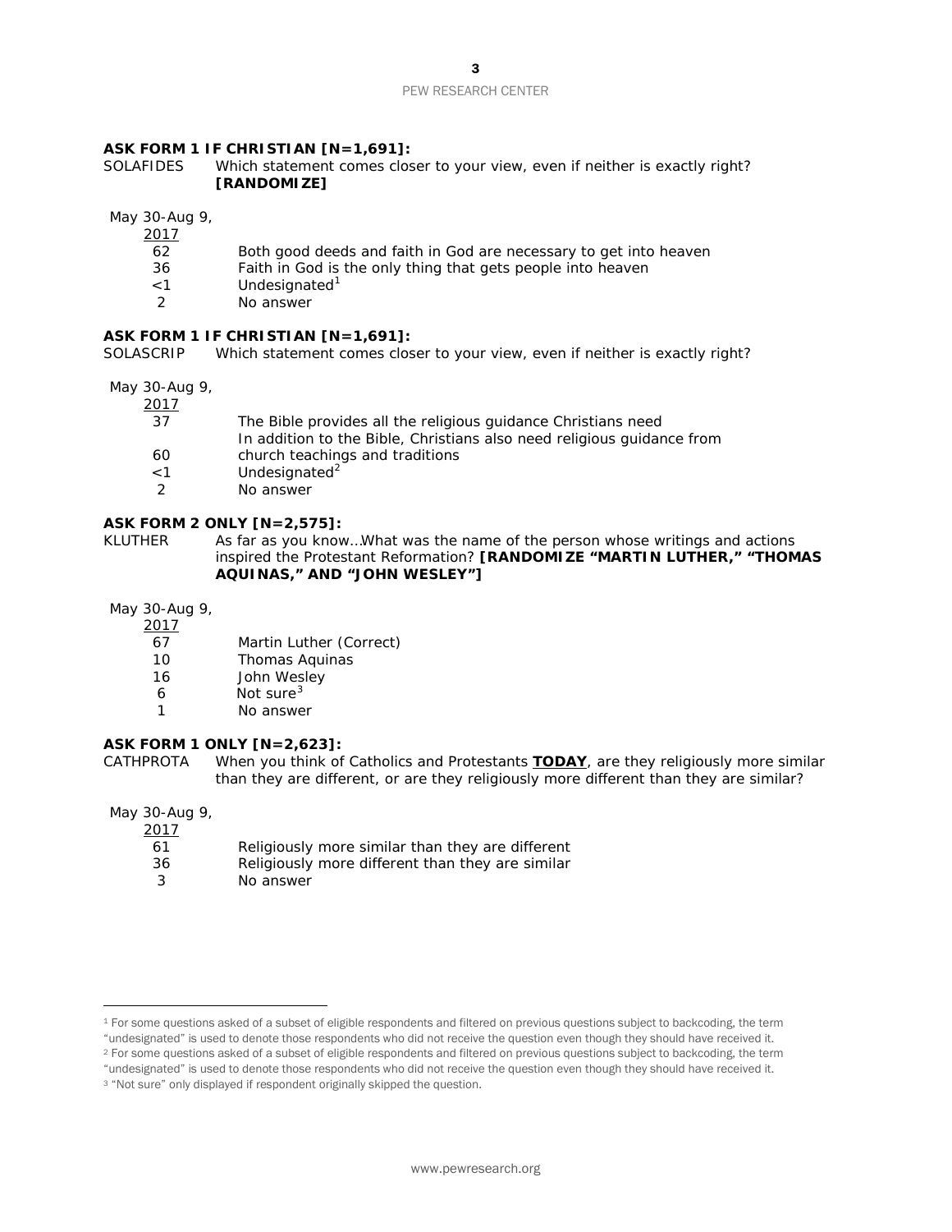**ASK FORM 1 IF CHRISTIAN [N=1,691]:**

SOLAFIDES Which statement comes closer to your view, even if neither is exactly right? **[RANDOMIZE]**

| May 30-Aug 9, 2017 | |
|---|---|
| 62 | Both good deeds and faith in God are necessary to get into heaven |
| 36 | Faith in God is the only thing that gets people into heaven |
| <1 | Undesignated[1] |
| 2 | No answer |

**ASK FORM 1 IF CHRISTIAN [N=1,691]:**

SOLASCRIP Which statement comes closer to your view, even if neither is exactly right?

| May 30-Aug 9, 2017 | |
|---|---|
| 37 | The Bible provides all the religious guidance Christians need |
| 60 | In addition to the Bible, Christians also need religious guidance from church teachings and traditions |
| <1 | Undesignated[2] |
| 2 | No answer |

**ASK FORM 2 ONLY [N=2,575]:**

KLUTHER As far as you know…What was the name of the person whose writings and actions inspired the Protestant Reformation? **[RANDOMIZE "MARTIN LUTHER," "THOMAS AQUINAS," AND "JOHN WESLEY"]**

| May 30-Aug 9, 2017 | |
|---|---|
| 67 | Martin Luther (Correct) |
| 10 | Thomas Aquinas |
| 16 | John Wesley |
| 6 | Not sure[3] |
| 1 | No answer |

**ASK FORM 1 ONLY [N=2,623]:**

CATHPROTA When you think of Catholics and Protestants **TODAY**, are they religiously more similar than they are different, or are they religiously more different than they are similar?

| May 30-Aug 9, 2017 | |
|---|---|
| 61 | Religiously more similar than they are different |
| 36 | Religiously more different than they are similar |
| 3 | No answer |

---

[1] For some questions asked of a subset of eligible respondents and filtered on previous questions subject to backcoding, the term "undesignated" is used to denote those respondents who did not receive the question even though they should have received it.

[2] For some questions asked of a subset of eligible respondents and filtered on previous questions subject to backcoding, the term "undesignated" is used to denote those respondents who did not receive the question even though they should have received it.

[3] "Not sure" only displayed if respondent originally skipped the question.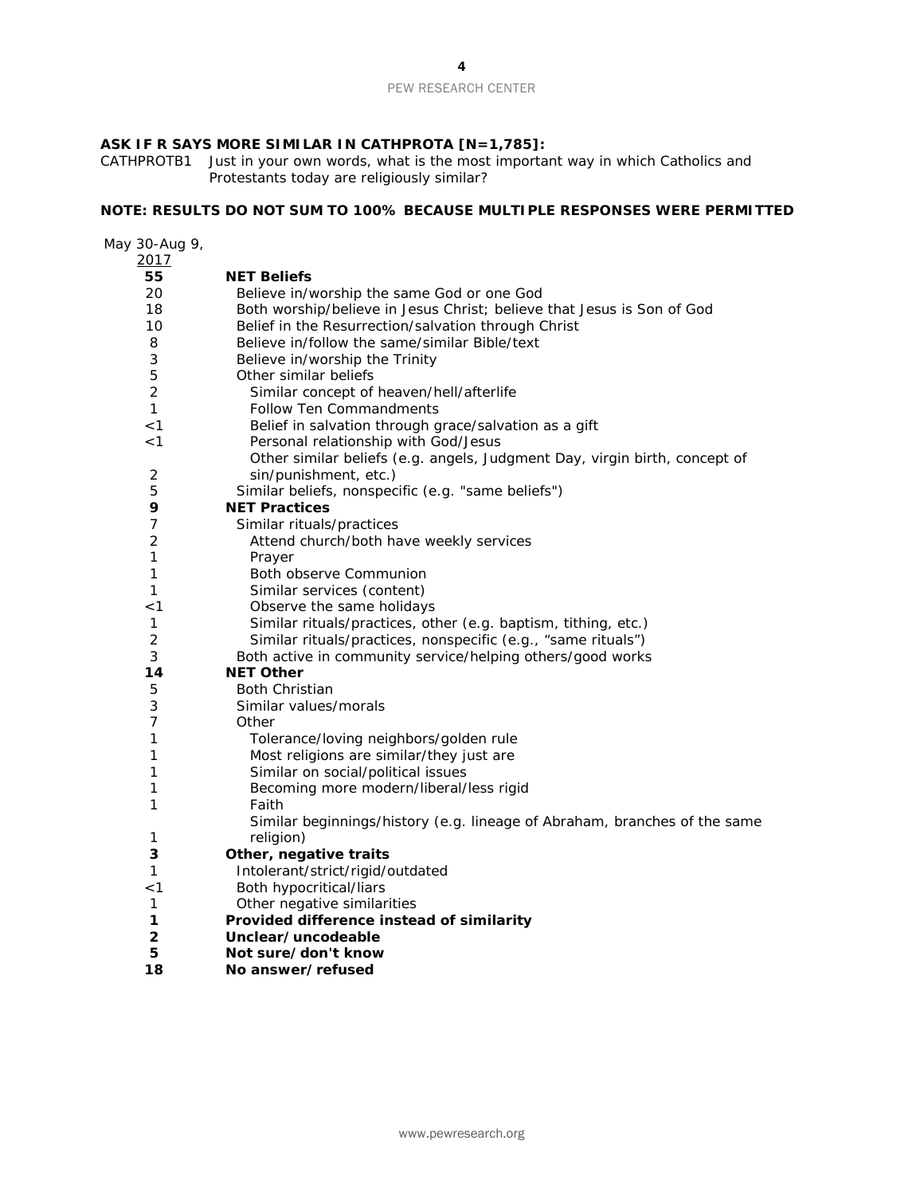**ASK IF R SAYS MORE SIMILAR IN CATHPROTA [N=1,785]:**

CATHPROTB1 Just in your own words, what is the most important way in which Catholics and Protestants today are religiously similar?

**NOTE: RESULTS DO NOT SUM TO 100% BECAUSE MULTIPLE RESPONSES WERE PERMITTED**

| May 30-Aug 9, 2017 | |
|---|---|
| **55** | **NET Beliefs** |
| 20 | Believe in/worship the same God or one God |
| 18 | Both worship/believe in Jesus Christ; believe that Jesus is Son of God |
| 10 | Belief in the Resurrection/salvation through Christ |
| 8 | Believe in/follow the same/similar Bible/text |
| 3 | Believe in/worship the Trinity |
| 5 | Other similar beliefs |
| 2 | Similar concept of heaven/hell/afterlife |
| 1 | Follow Ten Commandments |
| <1 | Belief in salvation through grace/salvation as a gift |
| <1 | Personal relationship with God/Jesus |
| 2 | Other similar beliefs (e.g. angels, Judgment Day, virgin birth, concept of sin/punishment, etc.) |
| 5 | Similar beliefs, nonspecific (e.g. "same beliefs") |
| **9** | **NET Practices** |
| 7 | Similar rituals/practices |
| 2 | Attend church/both have weekly services |
| 1 | Prayer |
| 1 | Both observe Communion |
| 1 | Similar services (content) |
| <1 | Observe the same holidays |
| 1 | Similar rituals/practices, other (e.g. baptism, tithing, etc.) |
| 2 | Similar rituals/practices, nonspecific (e.g., "same rituals") |
| 3 | Both active in community service/helping others/good works |
| **14** | **NET Other** |
| 5 | Both Christian |
| 3 | Similar values/morals |
| 7 | Other |
| 1 | Tolerance/loving neighbors/golden rule |
| 1 | Most religions are similar/they just are |
| 1 | Similar on social/political issues |
| 1 | Becoming more modern/liberal/less rigid |
| 1 | Faith |
| 1 | Similar beginnings/history (e.g. lineage of Abraham, branches of the same religion) |
| **3** | **Other, negative traits** |
| 1 | Intolerant/strict/rigid/outdated |
| <1 | Both hypocritical/liars |
| 1 | Other negative similarities |
| **1** | **Provided difference instead of similarity** |
| **2** | **Unclear/uncodeable** |
| **5** | **Not sure/don't know** |
| **18** | **No answer/refused** |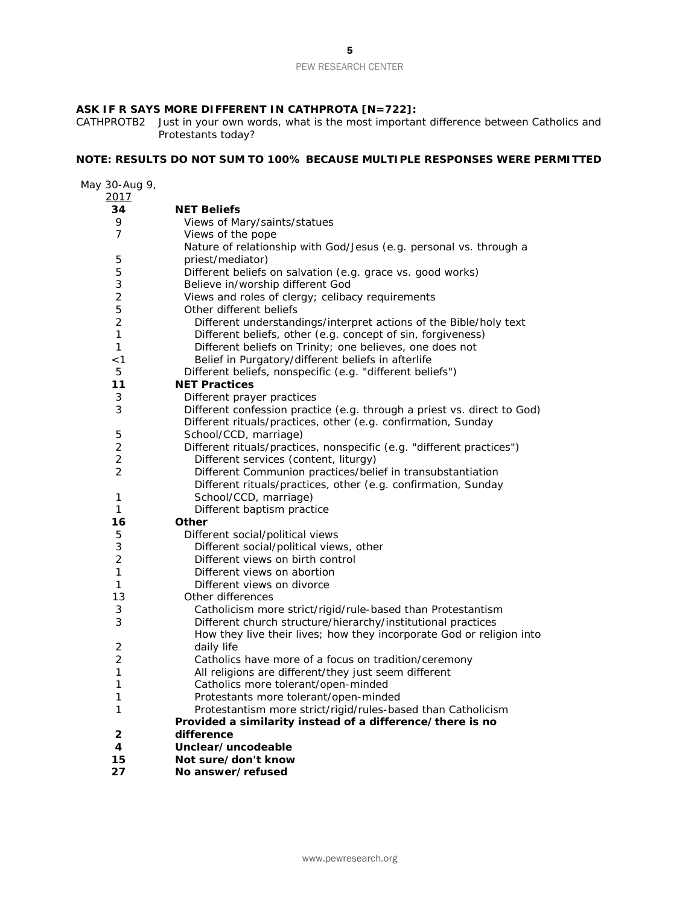**ASK IF R SAYS MORE DIFFERENT IN CATHPROTA [N=722]:**

CATHPROTB2 Just in your own words, what is the most important difference between Catholics and Protestants today?

**NOTE: RESULTS DO NOT SUM TO 100% BECAUSE MULTIPLE RESPONSES WERE PERMITTED**

| May 30-Aug 9, 2017 | |
|---|---|
| **34** | **NET Beliefs** |
| 9 | Views of Mary/saints/statues |
| 7 | Views of the pope |
| 5 | Nature of relationship with God/Jesus (e.g. personal vs. through a priest/mediator) |
| 5 | Different beliefs on salvation (e.g. grace vs. good works) |
| 3 | Believe in/worship different God |
| 2 | Views and roles of clergy; celibacy requirements |
| 5 | Other different beliefs |
| 2 | Different understandings/interpret actions of the Bible/holy text |
| 1 | Different beliefs, other (e.g. concept of sin, forgiveness) |
| 1 | Different beliefs on Trinity; one believes, one does not |
| <1 | Belief in Purgatory/different beliefs in afterlife |
| 5 | Different beliefs, nonspecific (e.g. "different beliefs") |
| **11** | **NET Practices** |
| 3 | Different prayer practices |
| 3 | Different confession practice (e.g. through a priest vs. direct to God) |
| 5 | Different rituals/practices, other (e.g. confirmation, Sunday School/CCD, marriage) |
| 2 | Different rituals/practices, nonspecific (e.g. "different practices") |
| 2 | Different services (content, liturgy) |
| 2 | Different Communion practices/belief in transubstantiation |
| 1 | Different rituals/practices, other (e.g. confirmation, Sunday School/CCD, marriage) |
| 1 | Different baptism practice |
| **16** | **Other** |
| 5 | Different social/political views |
| 3 | Different social/political views, other |
| 2 | Different views on birth control |
| 1 | Different views on abortion |
| 1 | Different views on divorce |
| 13 | Other differences |
| 3 | Catholicism more strict/rigid/rule-based than Protestantism |
| 3 | Different church structure/hierarchy/institutional practices |
| 2 | How they live their lives; how they incorporate God or religion into daily life |
| 2 | Catholics have more of a focus on tradition/ceremony |
| 1 | All religions are different/they just seem different |
| 1 | Catholics more tolerant/open-minded |
| 1 | Protestants more tolerant/open-minded |
| 1 | Protestantism more strict/rigid/rules-based than Catholicism |
| **2** | **Provided a similarity instead of a difference/there is no difference** |
| **4** | **Unclear/uncodeable** |
| **15** | **Not sure/don't know** |
| **27** | **No answer/refused** |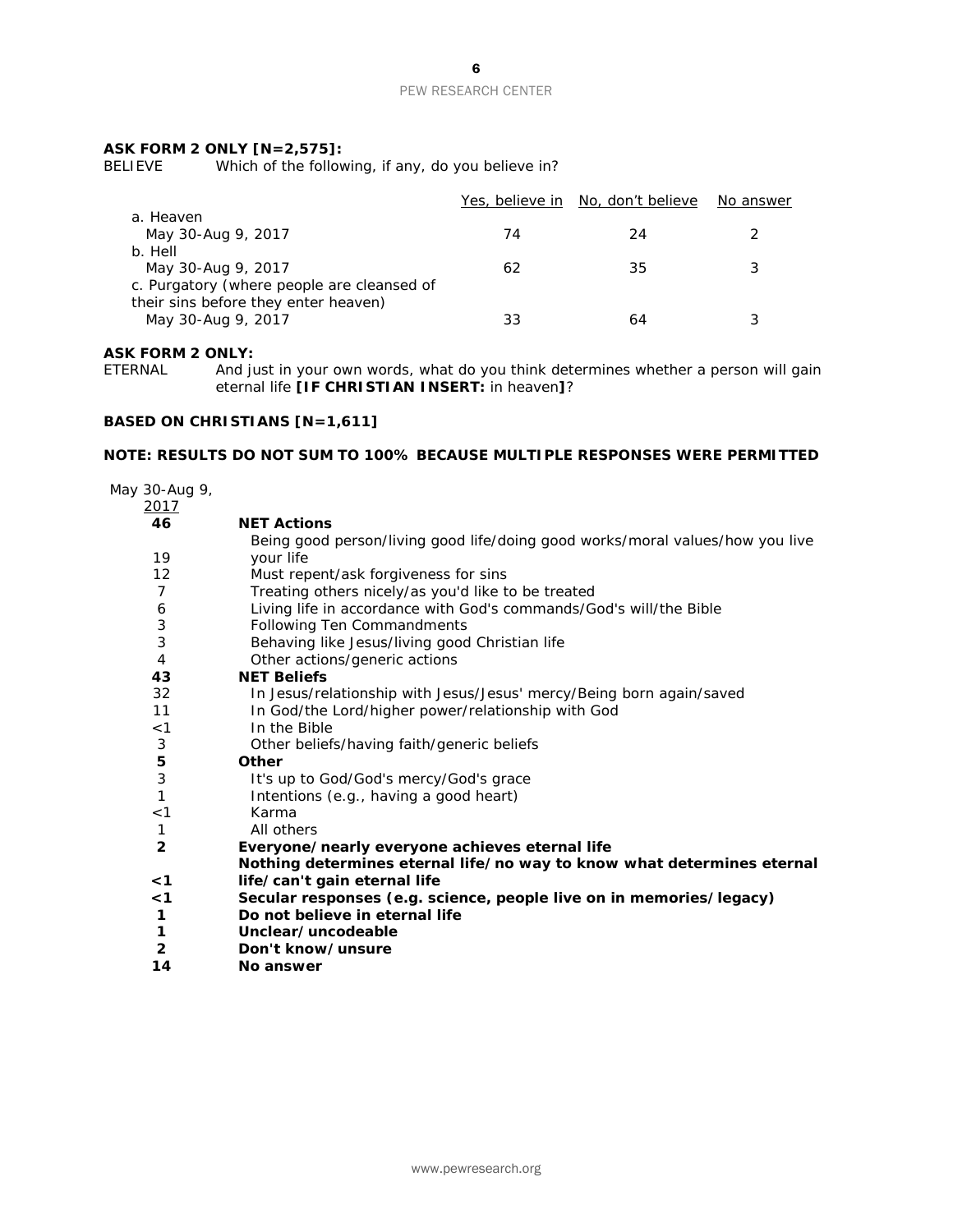**ASK FORM 2 ONLY [N=2,575]:**

BELIEVE Which of the following, if any, do you believe in?

| | Yes, believe in | No, don't believe | No answer |
|---|---|---|---|
| a. Heaven | | | |
| May 30-Aug 9, 2017 | 74 | 24 | 2 |
| b. Hell | | | |
| May 30-Aug 9, 2017 | 62 | 35 | 3 |
| c. Purgatory (where people are cleansed of their sins before they enter heaven) | | | |
| May 30-Aug 9, 2017 | 33 | 64 | 3 |

**ASK FORM 2 ONLY:**

ETERNAL And just in your own words, what do you think determines whether a person will gain eternal life **[IF CHRISTIAN INSERT:** in heaven**]**?

**BASED ON CHRISTIANS [N=1,611]**

**NOTE: RESULTS DO NOT SUM TO 100% BECAUSE MULTIPLE RESPONSES WERE PERMITTED**

| May 30-Aug 9, 2017 | |
|---|---|
| **46** | **NET Actions** |
| 19 | Being good person/living good life/doing good works/moral values/how you live your life |
| 12 | Must repent/ask forgiveness for sins |
| 7 | Treating others nicely/as you'd like to be treated |
| 6 | Living life in accordance with God's commands/God's will/the Bible |
| 3 | Following Ten Commandments |
| 3 | Behaving like Jesus/living good Christian life |
| 4 | Other actions/generic actions |
| **43** | **NET Beliefs** |
| 32 | In Jesus/relationship with Jesus/Jesus' mercy/Being born again/saved |
| 11 | In God/the Lord/higher power/relationship with God |
| <1 | In the Bible |
| 3 | Other beliefs/having faith/generic beliefs |
| **5** | **Other** |
| 3 | It's up to God/God's mercy/God's grace |
| 1 | Intentions (e.g., having a good heart) |
| <1 | Karma |
| 1 | All others |
| **2** | **Everyone/nearly everyone achieves eternal life** |
| **<1** | **Nothing determines eternal life/no way to know what determines eternal life/can't gain eternal life** |
| **<1** | **Secular responses (e.g. science, people live on in memories/legacy)** |
| **1** | **Do not believe in eternal life** |
| **1** | **Unclear/uncodeable** |
| **2** | **Don't know/unsure** |
| **14** | **No answer** |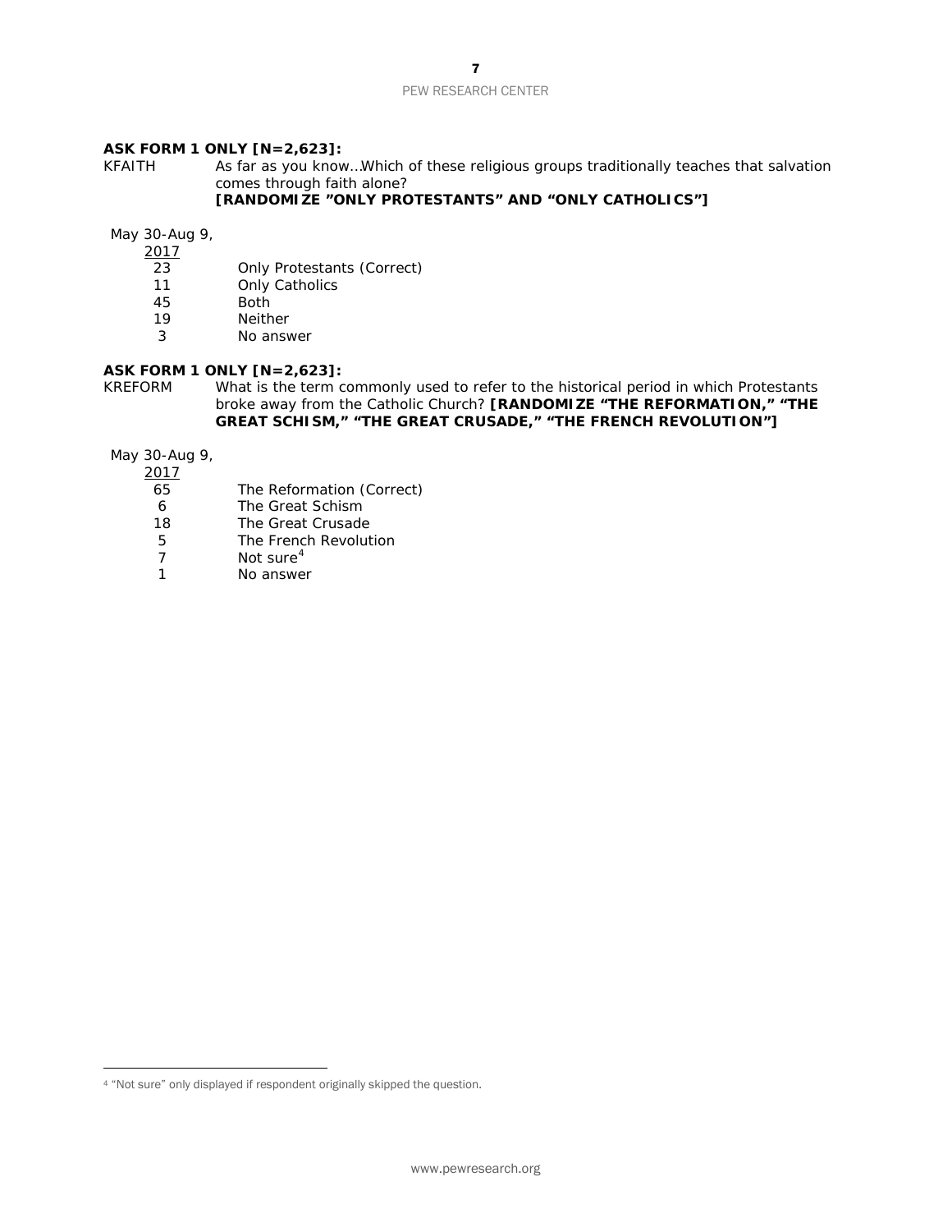**ASK FORM 1 ONLY [N=2,623]:**

KFAITH As far as you know…Which of these religious groups traditionally teaches that salvation comes through faith alone? **[RANDOMIZE "ONLY PROTESTANTS" AND "ONLY CATHOLICS"]**

| May 30-Aug 9, 2017 | |
|---|---|
| 23 | Only Protestants (Correct) |
| 11 | Only Catholics |
| 45 | Both |
| 19 | Neither |
| 3 | No answer |

**ASK FORM 1 ONLY [N=2,623]:**

KREFORM What is the term commonly used to refer to the historical period in which Protestants broke away from the Catholic Church? **[RANDOMIZE "THE REFORMATION," "THE GREAT SCHISM," "THE GREAT CRUSADE," "THE FRENCH REVOLUTION"]**

| May 30-Aug 9, 2017 | |
|---|---|
| 65 | The Reformation (Correct) |
| 6 | The Great Schism |
| 18 | The Great Crusade |
| 5 | The French Revolution |
| 7 | Not sure[4] |
| 1 | No answer |

[4] "Not sure" only displayed if respondent originally skipped the question.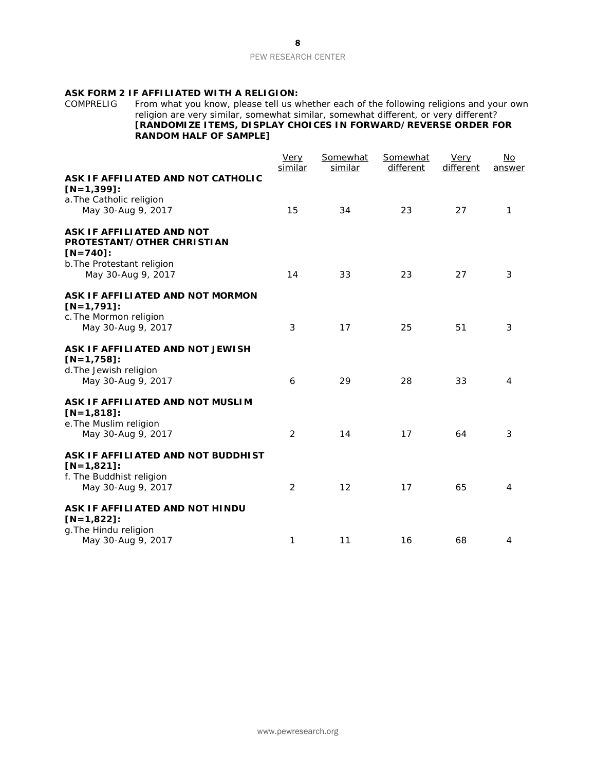**ASK FORM 2 IF AFFILIATED WITH A RELIGION:**

COMPRELIG From what you know, please tell us whether each of the following religions and your own religion are very similar, somewhat similar, somewhat different, or very different? **[RANDOMIZE ITEMS, DISPLAY CHOICES IN FORWARD/REVERSE ORDER FOR RANDOM HALF OF SAMPLE]**

| | Very similar | Somewhat similar | Somewhat different | Very different | No answer |
|---|---|---|---|---|---|
| **ASK IF AFFILIATED AND NOT CATHOLIC [N=1,399]:** | | | | | |
| a. The Catholic religion | | | | | |
| May 30-Aug 9, 2017 | 15 | 34 | 23 | 27 | 1 |
| **ASK IF AFFILIATED AND NOT PROTESTANT/OTHER CHRISTIAN [N=740]:** | | | | | |
| b. The Protestant religion | | | | | |
| May 30-Aug 9, 2017 | 14 | 33 | 23 | 27 | 3 |
| **ASK IF AFFILIATED AND NOT MORMON [N=1,791]:** | | | | | |
| c. The Mormon religion | | | | | |
| May 30-Aug 9, 2017 | 3 | 17 | 25 | 51 | 3 |
| **ASK IF AFFILIATED AND NOT JEWISH [N=1,758]:** | | | | | |
| d. The Jewish religion | | | | | |
| May 30-Aug 9, 2017 | 6 | 29 | 28 | 33 | 4 |
| **ASK IF AFFILIATED AND NOT MUSLIM [N=1,818]:** | | | | | |
| e. The Muslim religion | | | | | |
| May 30-Aug 9, 2017 | 2 | 14 | 17 | 64 | 3 |
| **ASK IF AFFILIATED AND NOT BUDDHIST [N=1,821]:** | | | | | |
| f. The Buddhist religion | | | | | |
| May 30-Aug 9, 2017 | 2 | 12 | 17 | 65 | 4 |
| **ASK IF AFFILIATED AND NOT HINDU [N=1,822]:** | | | | | |
| g. The Hindu religion | | | | | |
| May 30-Aug 9, 2017 | 1 | 11 | 16 | 68 | 4 |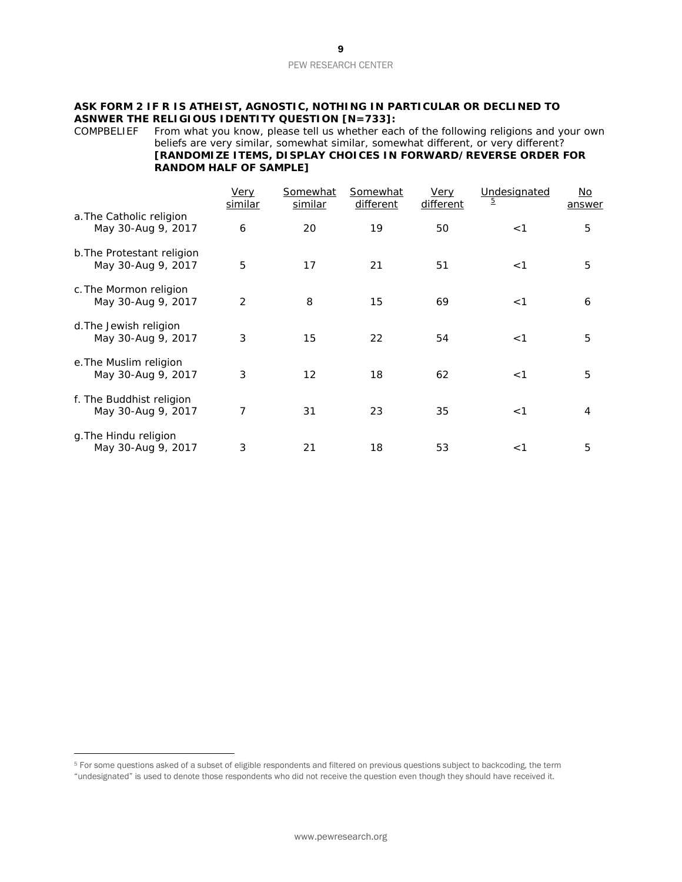**ASK FORM 2 IF R IS ATHEIST, AGNOSTIC, NOTHING IN PARTICULAR OR DECLINED TO ASNWER THE RELIGIOUS IDENTITY QUESTION [N=733]:**

COMPBELIEF From what you know, please tell us whether each of the following religions and your own beliefs are very similar, somewhat similar, somewhat different, or very different? **[RANDOMIZE ITEMS, DISPLAY CHOICES IN FORWARD/REVERSE ORDER FOR RANDOM HALF OF SAMPLE]**

| | Very similar | Somewhat similar | Somewhat different | Very different | Undesignated [5] | No answer |
|---|---|---|---|---|---|---|
| a. The Catholic religion | | | | | | |
| May 30-Aug 9, 2017 | 6 | 20 | 19 | 50 | <1 | 5 |
| b. The Protestant religion | | | | | | |
| May 30-Aug 9, 2017 | 5 | 17 | 21 | 51 | <1 | 5 |
| c. The Mormon religion | | | | | | |
| May 30-Aug 9, 2017 | 2 | 8 | 15 | 69 | <1 | 6 |
| d. The Jewish religion | | | | | | |
| May 30-Aug 9, 2017 | 3 | 15 | 22 | 54 | <1 | 5 |
| e. The Muslim religion | | | | | | |
| May 30-Aug 9, 2017 | 3 | 12 | 18 | 62 | <1 | 5 |
| f. The Buddhist religion | | | | | | |
| May 30-Aug 9, 2017 | 7 | 31 | 23 | 35 | <1 | 4 |
| g. The Hindu religion | | | | | | |
| May 30-Aug 9, 2017 | 3 | 21 | 18 | 53 | <1 | 5 |

[5] For some questions asked of a subset of eligible respondents and filtered on previous questions subject to backcoding, the term "undesignated" is used to denote those respondents who did not receive the question even though they should have received it.